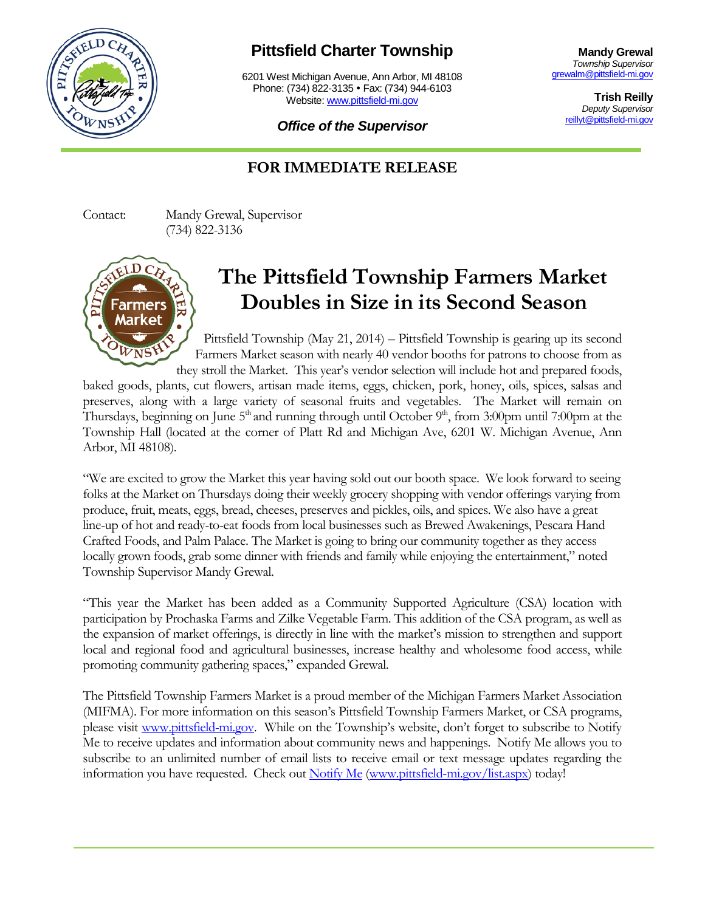# Pittsfield Charter Township

6201 West Michigan Avenue, Ann Arbor, MI 48108
Phone: (734) 822-3135 • Fax: (734) 944-6103
Website: www.pittsfield-mi.gov

***Office of the Supervisor***

**Mandy Grewal**
*Township Supervisor*
grewalm@pittsfield-mi.gov

**Trish Reilly**
*Deputy Supervisor*
reillyt@pittsfield-mi.gov

**FOR IMMEDIATE RELEASE**

Contact: Mandy Grewal, Supervisor
(734) 822-3136

# The Pittsfield Township Farmers Market Doubles in Size in its Second Season

Pittsfield Township (May 21, 2014) – Pittsfield Township is gearing up its second Farmers Market season with nearly 40 vendor booths for patrons to choose from as they stroll the Market. This year's vendor selection will include hot and prepared foods, baked goods, plants, cut flowers, artisan made items, eggs, chicken, pork, honey, oils, spices, salsas and preserves, along with a large variety of seasonal fruits and vegetables. The Market will remain on Thursdays, beginning on June 5th and running through until October 9th, from 3:00pm until 7:00pm at the Township Hall (located at the corner of Platt Rd and Michigan Ave, 6201 W. Michigan Avenue, Ann Arbor, MI 48108).

"We are excited to grow the Market this year having sold out our booth space. We look forward to seeing folks at the Market on Thursdays doing their weekly grocery shopping with vendor offerings varying from produce, fruit, meats, eggs, bread, cheeses, preserves and pickles, oils, and spices. We also have a great line-up of hot and ready-to-eat foods from local businesses such as Brewed Awakenings, Pescara Hand Crafted Foods, and Palm Palace. The Market is going to bring our community together as they access locally grown foods, grab some dinner with friends and family while enjoying the entertainment," noted Township Supervisor Mandy Grewal.

"This year the Market has been added as a Community Supported Agriculture (CSA) location with participation by Prochaska Farms and Zilke Vegetable Farm. This addition of the CSA program, as well as the expansion of market offerings, is directly in line with the market's mission to strengthen and support local and regional food and agricultural businesses, increase healthy and wholesome food access, while promoting community gathering spaces," expanded Grewal.

The Pittsfield Township Farmers Market is a proud member of the Michigan Farmers Market Association (MIFMA). For more information on this season's Pittsfield Township Farmers Market, or CSA programs, please visit www.pittsfield-mi.gov. While on the Township's website, don't forget to subscribe to Notify Me to receive updates and information about community news and happenings. Notify Me allows you to subscribe to an unlimited number of email lists to receive email or text message updates regarding the information you have requested. Check out Notify Me (www.pittsfield-mi.gov/list.aspx) today!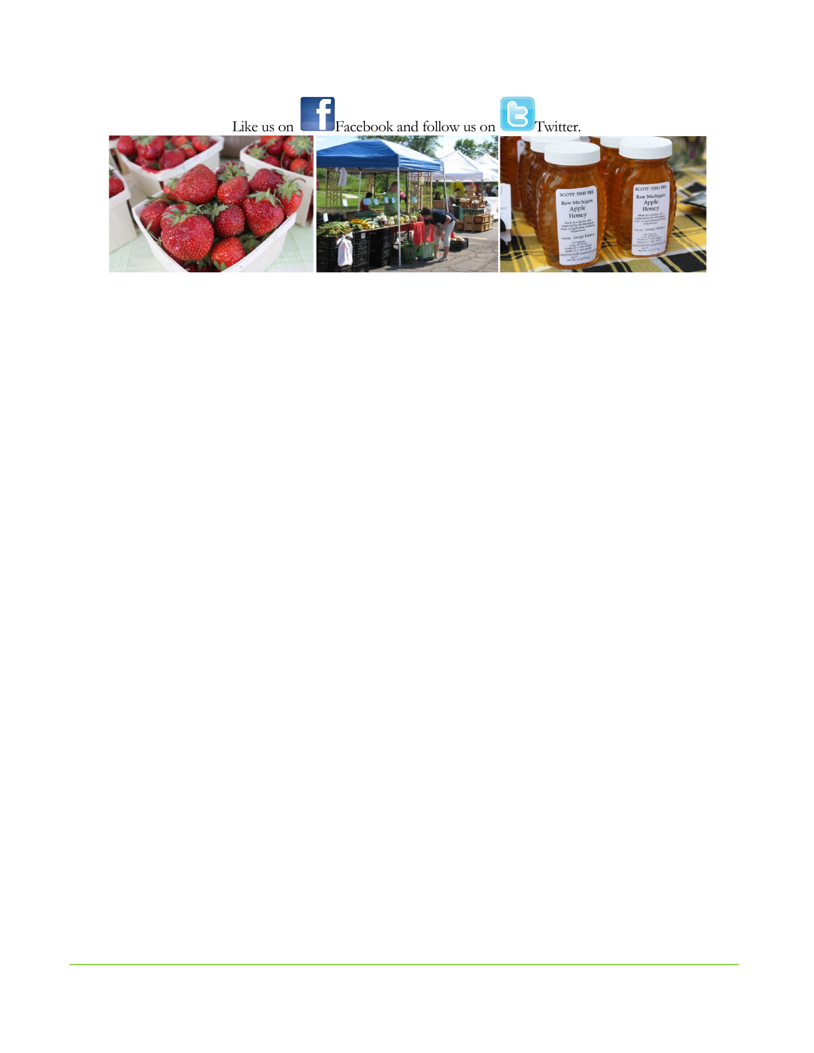Like us on Facebook and follow us on Twitter.